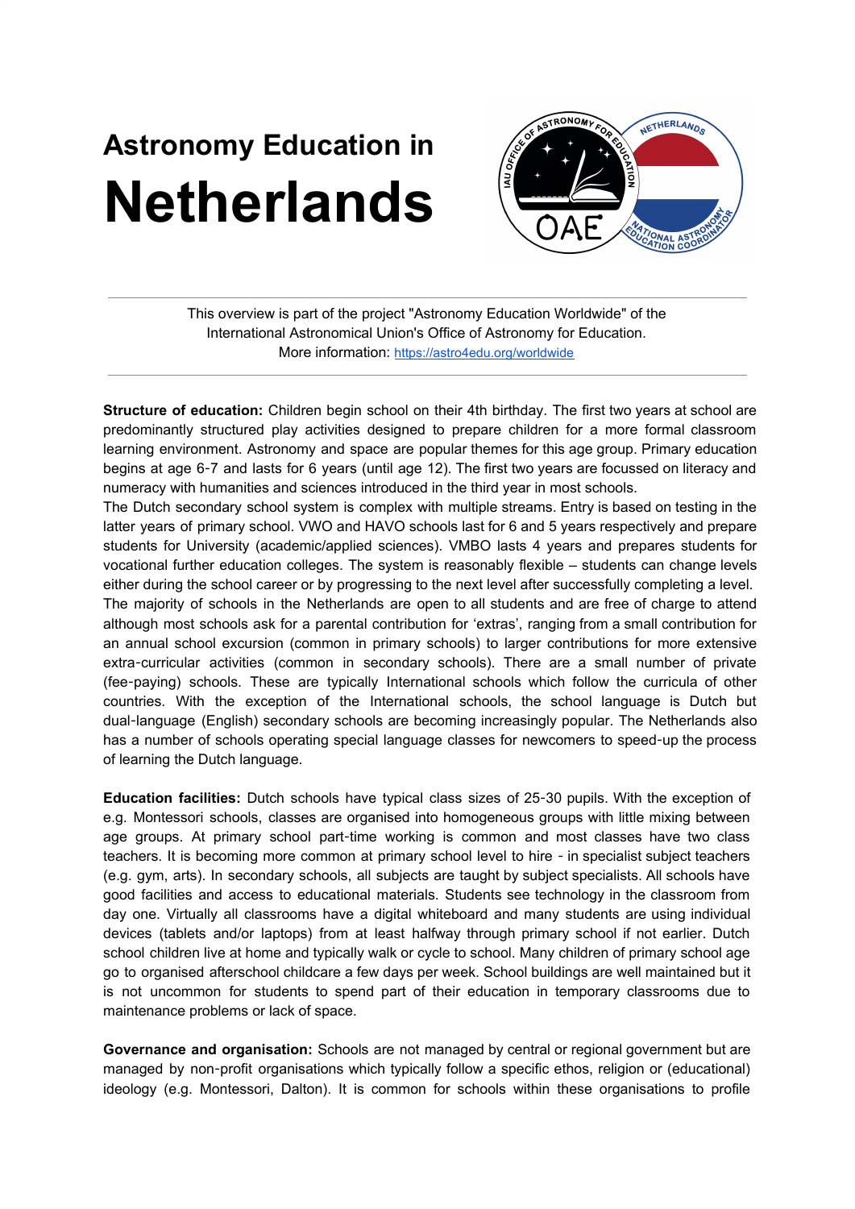# Astronomy Education in Netherlands

This overview is part of the project "Astronomy Education Worldwide" of the International Astronomical Union's Office of Astronomy for Education.
More information: https://astro4edu.org/worldwide

**Structure of education:** Children begin school on their 4th birthday. The first two years at school are predominantly structured play activities designed to prepare children for a more formal classroom learning environment. Astronomy and space are popular themes for this age group. Primary education begins at age 6-7 and lasts for 6 years (until age 12). The first two years are focussed on literacy and numeracy with humanities and sciences introduced in the third year in most schools.

The Dutch secondary school system is complex with multiple streams. Entry is based on testing in the latter years of primary school. VWO and HAVO schools last for 6 and 5 years respectively and prepare students for University (academic/applied sciences). VMBO lasts 4 years and prepares students for vocational further education colleges. The system is reasonably flexible – students can change levels either during the school career or by progressing to the next level after successfully completing a level.

The majority of schools in the Netherlands are open to all students and are free of charge to attend although most schools ask for a parental contribution for 'extras', ranging from a small contribution for an annual school excursion (common in primary schools) to larger contributions for more extensive extra-curricular activities (common in secondary schools). There are a small number of private (fee-paying) schools. These are typically International schools which follow the curricula of other countries. With the exception of the International schools, the school language is Dutch but dual-language (English) secondary schools are becoming increasingly popular. The Netherlands also has a number of schools operating special language classes for newcomers to speed-up the process of learning the Dutch language.

**Education facilities:** Dutch schools have typical class sizes of 25-30 pupils. With the exception of e.g. Montessori schools, classes are organised into homogeneous groups with little mixing between age groups. At primary school part-time working is common and most classes have two class teachers. It is becoming more common at primary school level to hire - in specialist subject teachers (e.g. gym, arts). In secondary schools, all subjects are taught by subject specialists. All schools have good facilities and access to educational materials. Students see technology in the classroom from day one. Virtually all classrooms have a digital whiteboard and many students are using individual devices (tablets and/or laptops) from at least halfway through primary school if not earlier. Dutch school children live at home and typically walk or cycle to school. Many children of primary school age go to organised afterschool childcare a few days per week. School buildings are well maintained but it is not uncommon for students to spend part of their education in temporary classrooms due to maintenance problems or lack of space.

**Governance and organisation:** Schools are not managed by central or regional government but are managed by non-profit organisations which typically follow a specific ethos, religion or (educational) ideology (e.g. Montessori, Dalton). It is common for schools within these organisations to profile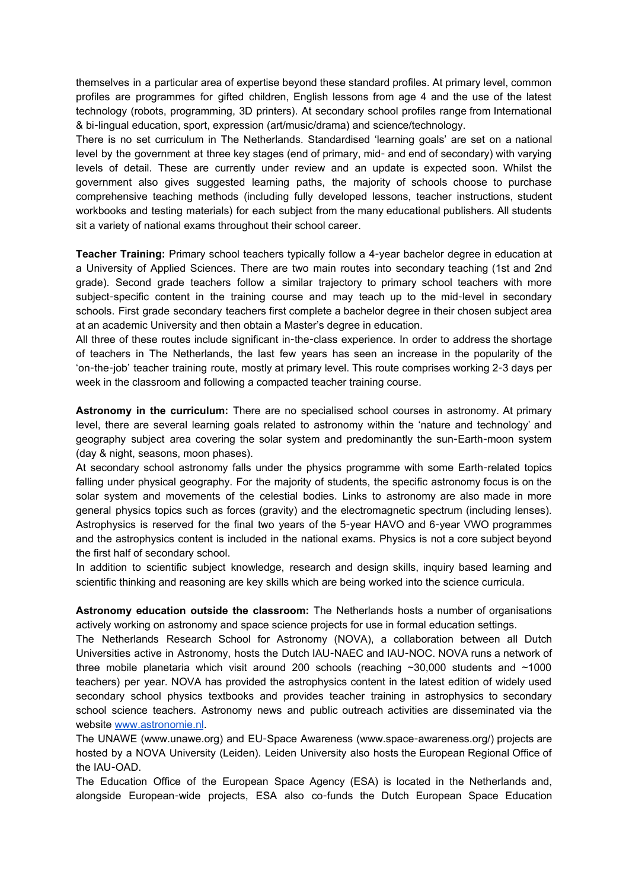themselves in a particular area of expertise beyond these standard profiles. At primary level, common profiles are programmes for gifted children, English lessons from age 4 and the use of the latest technology (robots, programming, 3D printers). At secondary school profiles range from International & bi-lingual education, sport, expression (art/music/drama) and science/technology.

There is no set curriculum in The Netherlands. Standardised 'learning goals' are set on a national level by the government at three key stages (end of primary, mid- and end of secondary) with varying levels of detail. These are currently under review and an update is expected soon. Whilst the government also gives suggested learning paths, the majority of schools choose to purchase comprehensive teaching methods (including fully developed lessons, teacher instructions, student workbooks and testing materials) for each subject from the many educational publishers. All students sit a variety of national exams throughout their school career.

**Teacher Training:** Primary school teachers typically follow a 4-year bachelor degree in education at a University of Applied Sciences. There are two main routes into secondary teaching (1st and 2nd grade). Second grade teachers follow a similar trajectory to primary school teachers with more subject-specific content in the training course and may teach up to the mid-level in secondary schools. First grade secondary teachers first complete a bachelor degree in their chosen subject area at an academic University and then obtain a Master's degree in education.

All three of these routes include significant in-the-class experience. In order to address the shortage of teachers in The Netherlands, the last few years has seen an increase in the popularity of the 'on-the-job' teacher training route, mostly at primary level. This route comprises working 2-3 days per week in the classroom and following a compacted teacher training course.

**Astronomy in the curriculum:** There are no specialised school courses in astronomy. At primary level, there are several learning goals related to astronomy within the 'nature and technology' and geography subject area covering the solar system and predominantly the sun-Earth-moon system (day & night, seasons, moon phases).

At secondary school astronomy falls under the physics programme with some Earth-related topics falling under physical geography. For the majority of students, the specific astronomy focus is on the solar system and movements of the celestial bodies. Links to astronomy are also made in more general physics topics such as forces (gravity) and the electromagnetic spectrum (including lenses). Astrophysics is reserved for the final two years of the 5-year HAVO and 6-year VWO programmes and the astrophysics content is included in the national exams. Physics is not a core subject beyond the first half of secondary school.

In addition to scientific subject knowledge, research and design skills, inquiry based learning and scientific thinking and reasoning are key skills which are being worked into the science curricula.

**Astronomy education outside the classroom:** The Netherlands hosts a number of organisations actively working on astronomy and space science projects for use in formal education settings.

The Netherlands Research School for Astronomy (NOVA), a collaboration between all Dutch Universities active in Astronomy, hosts the Dutch IAU-NAEC and IAU-NOC. NOVA runs a network of three mobile planetaria which visit around 200 schools (reaching ~30,000 students and ~1000 teachers) per year. NOVA has provided the astrophysics content in the latest edition of widely used secondary school physics textbooks and provides teacher training in astrophysics to secondary school science teachers. Astronomy news and public outreach activities are disseminated via the website [www.astronomie.nl](http://www.astronomie.nl).

The UNAWE (www.unawe.org) and EU-Space Awareness (www.space-awareness.org/) projects are hosted by a NOVA University (Leiden). Leiden University also hosts the European Regional Office of the IAU-OAD.

The Education Office of the European Space Agency (ESA) is located in the Netherlands and, alongside European-wide projects, ESA also co-funds the Dutch European Space Education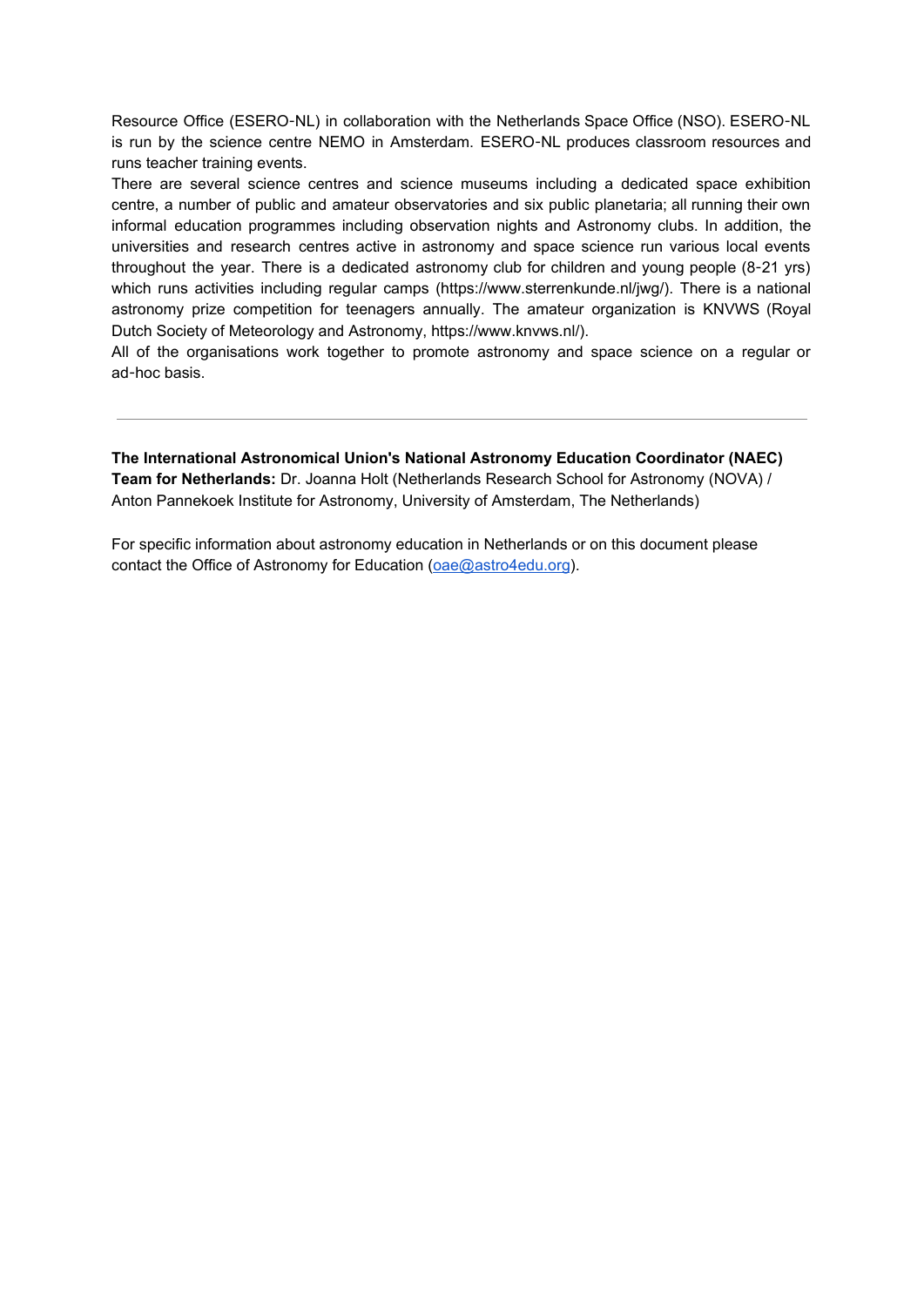Resource Office (ESERO-NL) in collaboration with the Netherlands Space Office (NSO). ESERO-NL is run by the science centre NEMO in Amsterdam. ESERO-NL produces classroom resources and runs teacher training events.

There are several science centres and science museums including a dedicated space exhibition centre, a number of public and amateur observatories and six public planetaria; all running their own informal education programmes including observation nights and Astronomy clubs. In addition, the universities and research centres active in astronomy and space science run various local events throughout the year. There is a dedicated astronomy club for children and young people (8-21 yrs) which runs activities including regular camps (https://www.sterrenkunde.nl/jwg/). There is a national astronomy prize competition for teenagers annually. The amateur organization is KNVWS (Royal Dutch Society of Meteorology and Astronomy, https://www.knvws.nl/).

All of the organisations work together to promote astronomy and space science on a regular or ad-hoc basis.

---

**The International Astronomical Union's National Astronomy Education Coordinator (NAEC) Team for Netherlands:** Dr. Joanna Holt (Netherlands Research School for Astronomy (NOVA) / Anton Pannekoek Institute for Astronomy, University of Amsterdam, The Netherlands)

For specific information about astronomy education in Netherlands or on this document please contact the Office of Astronomy for Education (oae@astro4edu.org).